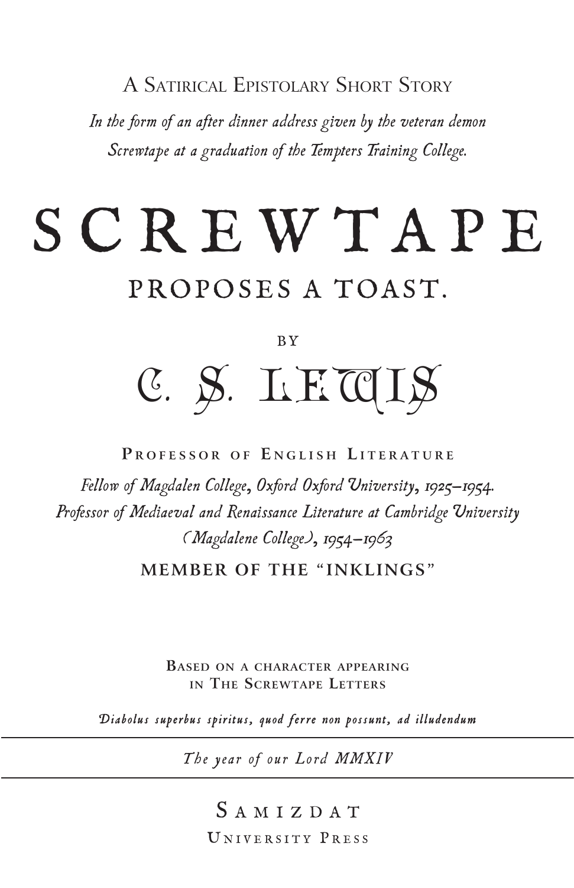A Satirical Epistolary Short Story

*In the form of an after dinner address given by the veteran demon Screwtape at a graduation of the Tempters Training College.*

# SCREWTAPE

## PROPOSES A TOAST.

BY

## C. S. LEWIS

**Professor of English Literature**

*Fellow of Magdalen College, Oxford Oxford University, 1925–1954.*
*Professor of Mediaeval and Renaissance Literature at Cambridge University (Magdalene College), 1954–1963*

**MEMBER OF THE "INKLINGS"**

**Based on a character appearing in The Screwtape Letters**

*Diabolus superbus spiritus, quod ferre non possunt, ad illudendum*

---

*The year of our Lord MMXIV*

---

Samizdat
University Press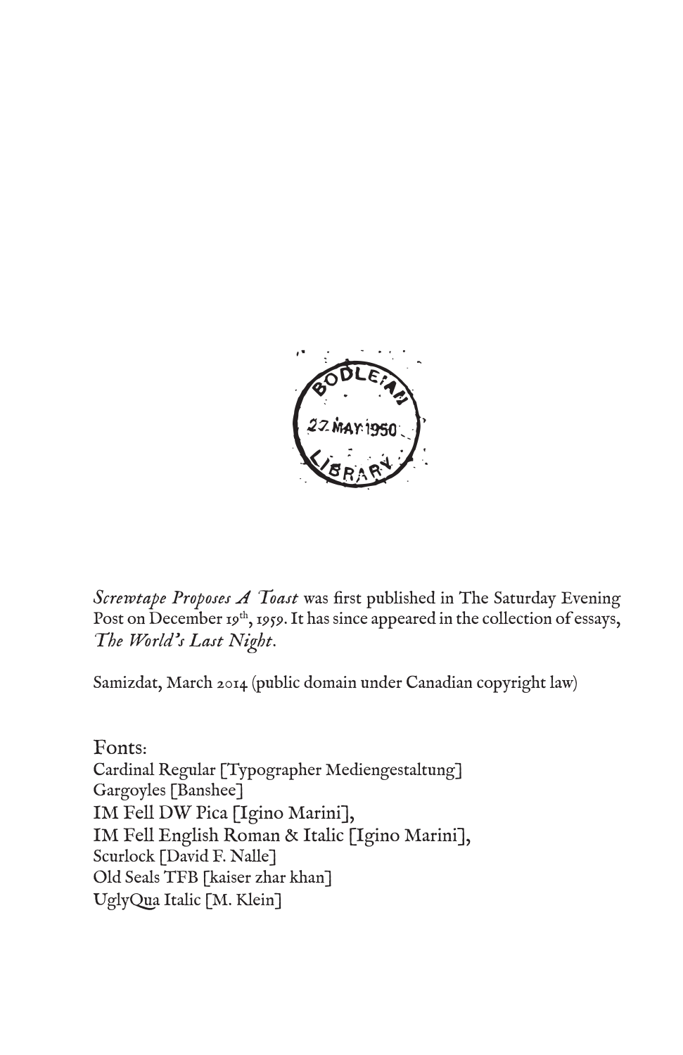*Screwtape Proposes A Toast* was first published in The Saturday Evening Post on December 19th, 1959. It has since appeared in the collection of essays, *The World's Last Night*.

Samizdat, March 2014 (public domain under Canadian copyright law)

Fonts:
Cardinal Regular [Typographer Mediengestaltung]
Gargoyles [Banshee]
IM Fell DW Pica [Igino Marini],
IM Fell English Roman & Italic [Igino Marini],
Scurlock [David F. Nalle]
Old Seals TFB [kaiser zhar khan]
UglyQua Italic [M. Klein]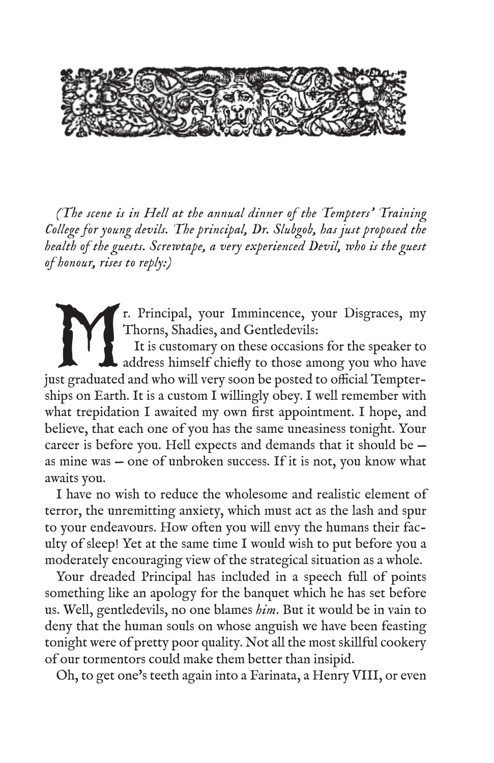*(The scene is in Hell at the annual dinner of the Tempters' Training College for young devils. The principal, Dr. Slubgob, has just proposed the health of the guests. Screwtape, a very experienced Devil, who is the guest of honour, rises to reply:)*

Mr. Principal, your Immincence, your Disgraces, my Thorns, Shadies, and Gentledevils:

It is customary on these occasions for the speaker to address himself chiefly to those among you who have just graduated and who will very soon be posted to official Tempterships on Earth. It is a custom I willingly obey. I well remember with what trepidation I awaited my own first appointment. I hope, and believe, that each one of you has the same uneasiness tonight. Your career is before you. Hell expects and demands that it should be – as mine was – one of unbroken success. If it is not, you know what awaits you.

I have no wish to reduce the wholesome and realistic element of terror, the unremitting anxiety, which must act as the lash and spur to your endeavours. How often you will envy the humans their faculty of sleep! Yet at the same time I would wish to put before you a moderately encouraging view of the strategical situation as a whole.

Your dreaded Principal has included in a speech full of points something like an apology for the banquet which he has set before us. Well, gentledevils, no one blames *him*. But it would be in vain to deny that the human souls on whose anguish we have been feasting tonight were of pretty poor quality. Not all the most skillful cookery of our tormentors could make them better than insipid.

Oh, to get one's teeth again into a Farinata, a Henry VIII, or even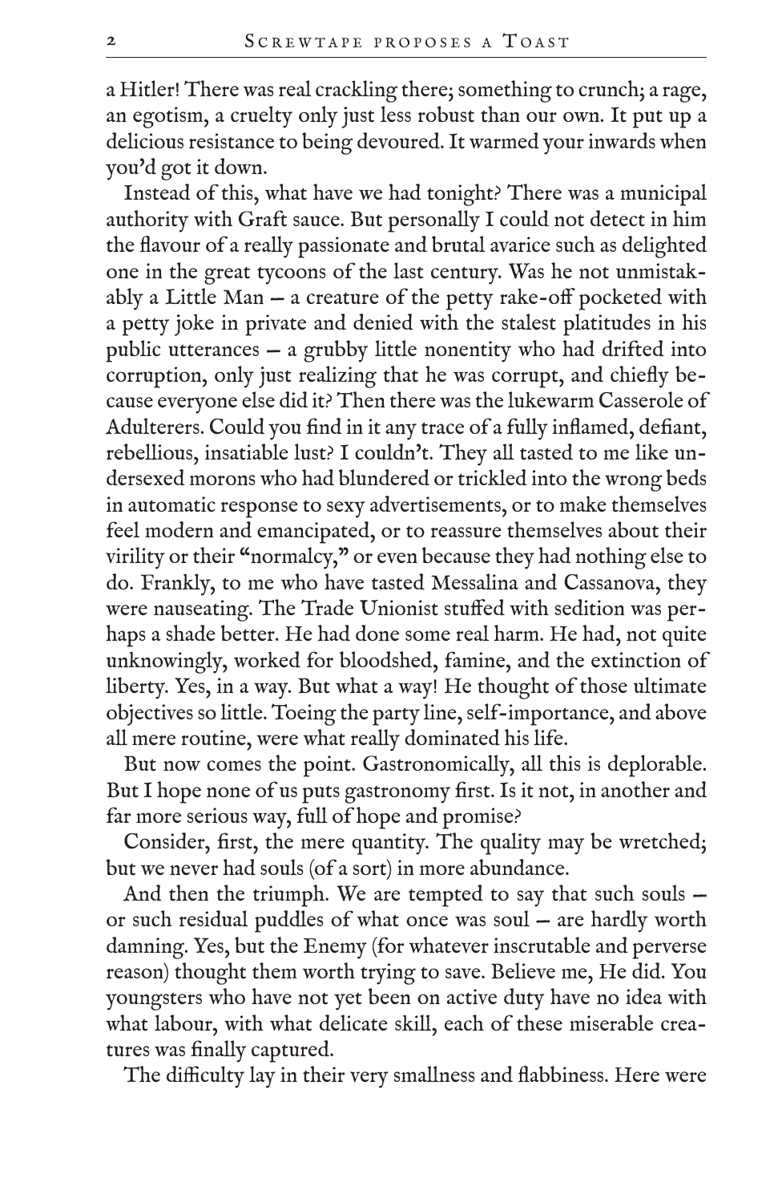a Hitler! There was real crackling there; something to crunch; a rage, an egotism, a cruelty only just less robust than our own. It put up a delicious resistance to being devoured. It warmed your inwards when you'd got it down.

Instead of this, what have we had tonight? There was a municipal authority with Graft sauce. But personally I could not detect in him the flavour of a really passionate and brutal avarice such as delighted one in the great tycoons of the last century. Was he not unmistakably a Little Man – a creature of the petty rake-off pocketed with a petty joke in private and denied with the stalest platitudes in his public utterances – a grubby little nonentity who had drifted into corruption, only just realizing that he was corrupt, and chiefly because everyone else did it? Then there was the lukewarm Casserole of Adulterers. Could you find in it any trace of a fully inflamed, defiant, rebellious, insatiable lust? I couldn't. They all tasted to me like undersexed morons who had blundered or trickled into the wrong beds in automatic response to sexy advertisements, or to make themselves feel modern and emancipated, or to reassure themselves about their virility or their "normalcy," or even because they had nothing else to do. Frankly, to me who have tasted Messalina and Cassanova, they were nauseating. The Trade Unionist stuffed with sedition was perhaps a shade better. He had done some real harm. He had, not quite unknowingly, worked for bloodshed, famine, and the extinction of liberty. Yes, in a way. But what a way! He thought of those ultimate objectives so little. Toeing the party line, self-importance, and above all mere routine, were what really dominated his life.

But now comes the point. Gastronomically, all this is deplorable. But I hope none of us puts gastronomy first. Is it not, in another and far more serious way, full of hope and promise?

Consider, first, the mere quantity. The quality may be wretched; but we never had souls (of a sort) in more abundance.

And then the triumph. We are tempted to say that such souls – or such residual puddles of what once was soul – are hardly worth damning. Yes, but the Enemy (for whatever inscrutable and perverse reason) thought them worth trying to save. Believe me, He did. You youngsters who have not yet been on active duty have no idea with what labour, with what delicate skill, each of these miserable creatures was finally captured.

The difficulty lay in their very smallness and flabbiness. Here were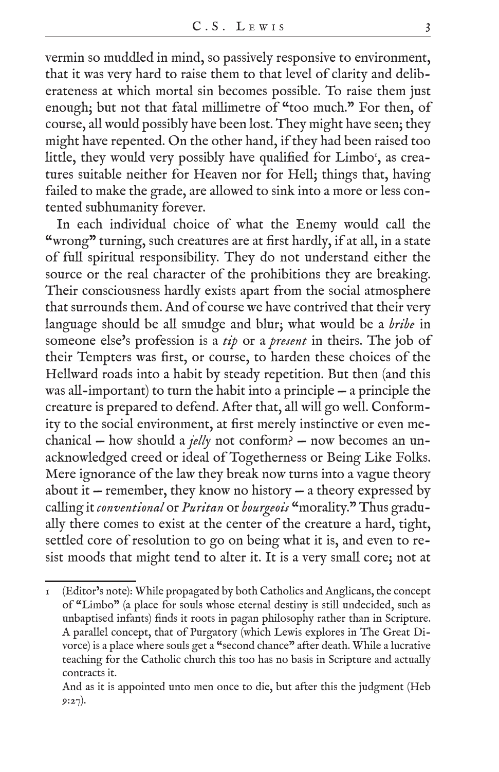vermin so muddled in mind, so passively responsive to environment, that it was very hard to raise them to that level of clarity and deliberateness at which mortal sin becomes possible. To raise them just enough; but not that fatal millimetre of "too much." For then, of course, all would possibly have been lost. They might have seen; they might have repented. On the other hand, if they had been raised too little, they would very possibly have qualified for Limbo[1], as creatures suitable neither for Heaven nor for Hell; things that, having failed to make the grade, are allowed to sink into a more or less contented subhumanity forever.

In each individual choice of what the Enemy would call the "wrong" turning, such creatures are at first hardly, if at all, in a state of full spiritual responsibility. They do not understand either the source or the real character of the prohibitions they are breaking. Their consciousness hardly exists apart from the social atmosphere that surrounds them. And of course we have contrived that their very language should be all smudge and blur; what would be a *bribe* in someone else's profession is a *tip* or a *present* in theirs. The job of their Tempters was first, or course, to harden these choices of the Hellward roads into a habit by steady repetition. But then (and this was all-important) to turn the habit into a principle – a principle the creature is prepared to defend. After that, all will go well. Conformity to the social environment, at first merely instinctive or even mechanical – how should a *jelly* not conform? – now becomes an unacknowledged creed or ideal of Togetherness or Being Like Folks. Mere ignorance of the law they break now turns into a vague theory about it – remember, they know no history – a theory expressed by calling it *conventional* or *Puritan* or *bourgeois* "morality." Thus gradually there comes to exist at the center of the creature a hard, tight, settled core of resolution to go on being what it is, and even to resist moods that might tend to alter it. It is a very small core; not at

---

1 (Editor's note): While propagated by both Catholics and Anglicans, the concept of "Limbo" (a place for souls whose eternal destiny is still undecided, such as unbaptised infants) finds it roots in pagan philosophy rather than in Scripture. A parallel concept, that of Purgatory (which Lewis explores in The Great Divorce) is a place where souls get a "second chance" after death. While a lucrative teaching for the Catholic church this too has no basis in Scripture and actually contracts it.

And as it is appointed unto men once to die, but after this the judgment (Heb 9:27).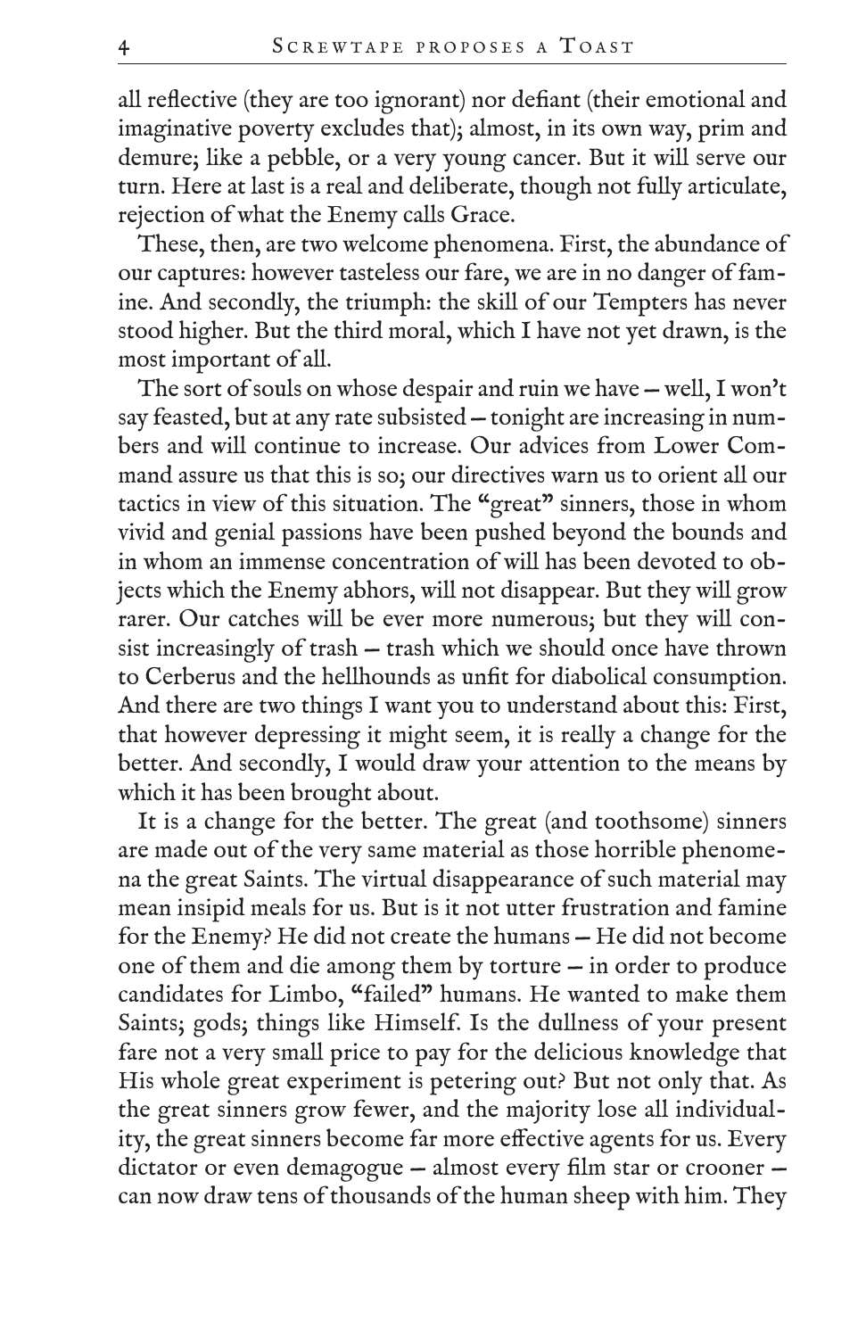all reflective (they are too ignorant) nor defiant (their emotional and imaginative poverty excludes that); almost, in its own way, prim and demure; like a pebble, or a very young cancer. But it will serve our turn. Here at last is a real and deliberate, though not fully articulate, rejection of what the Enemy calls Grace.

These, then, are two welcome phenomena. First, the abundance of our captures: however tasteless our fare, we are in no danger of famine. And secondly, the triumph: the skill of our Tempters has never stood higher. But the third moral, which I have not yet drawn, is the most important of all.

The sort of souls on whose despair and ruin we have – well, I won't say feasted, but at any rate subsisted – tonight are increasing in numbers and will continue to increase. Our advices from Lower Command assure us that this is so; our directives warn us to orient all our tactics in view of this situation. The "great" sinners, those in whom vivid and genial passions have been pushed beyond the bounds and in whom an immense concentration of will has been devoted to objects which the Enemy abhors, will not disappear. But they will grow rarer. Our catches will be ever more numerous; but they will consist increasingly of trash – trash which we should once have thrown to Cerberus and the hellhounds as unfit for diabolical consumption. And there are two things I want you to understand about this: First, that however depressing it might seem, it is really a change for the better. And secondly, I would draw your attention to the means by which it has been brought about.

It is a change for the better. The great (and toothsome) sinners are made out of the very same material as those horrible phenomena the great Saints. The virtual disappearance of such material may mean insipid meals for us. But is it not utter frustration and famine for the Enemy? He did not create the humans – He did not become one of them and die among them by torture – in order to produce candidates for Limbo, "failed" humans. He wanted to make them Saints; gods; things like Himself. Is the dullness of your present fare not a very small price to pay for the delicious knowledge that His whole great experiment is petering out? But not only that. As the great sinners grow fewer, and the majority lose all individuality, the great sinners become far more effective agents for us. Every dictator or even demagogue – almost every film star or crooner – can now draw tens of thousands of the human sheep with him. They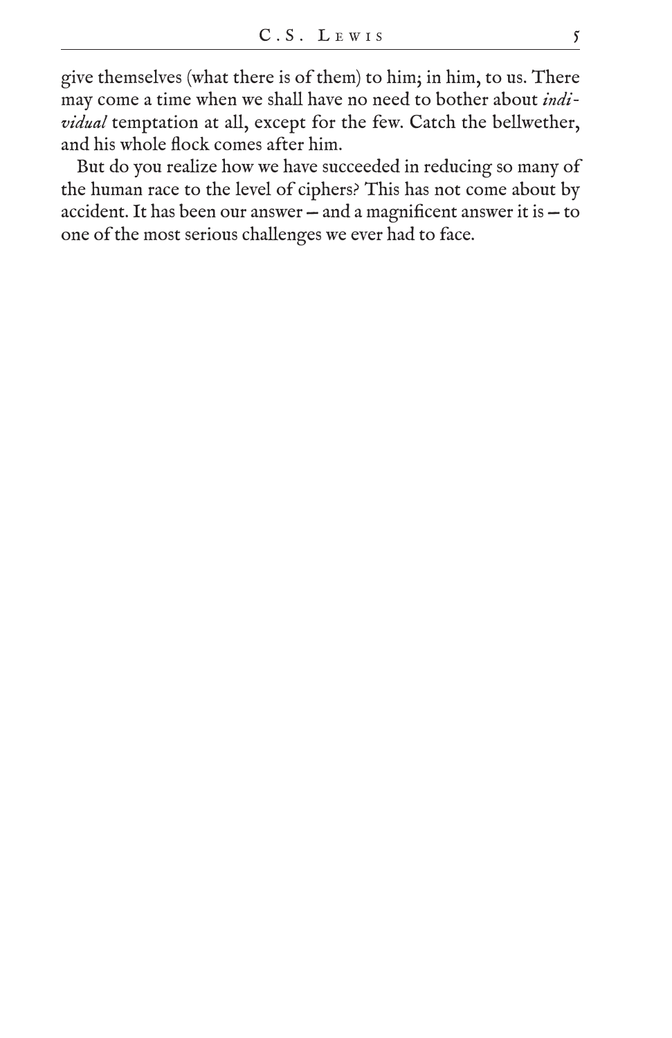give themselves (what there is of them) to him; in him, to us. There may come a time when we shall have no need to bother about *individual* temptation at all, except for the few. Catch the bellwether, and his whole flock comes after him.

But do you realize how we have succeeded in reducing so many of the human race to the level of ciphers? This has not come about by accident. It has been our answer – and a magnificent answer it is – to one of the most serious challenges we ever had to face.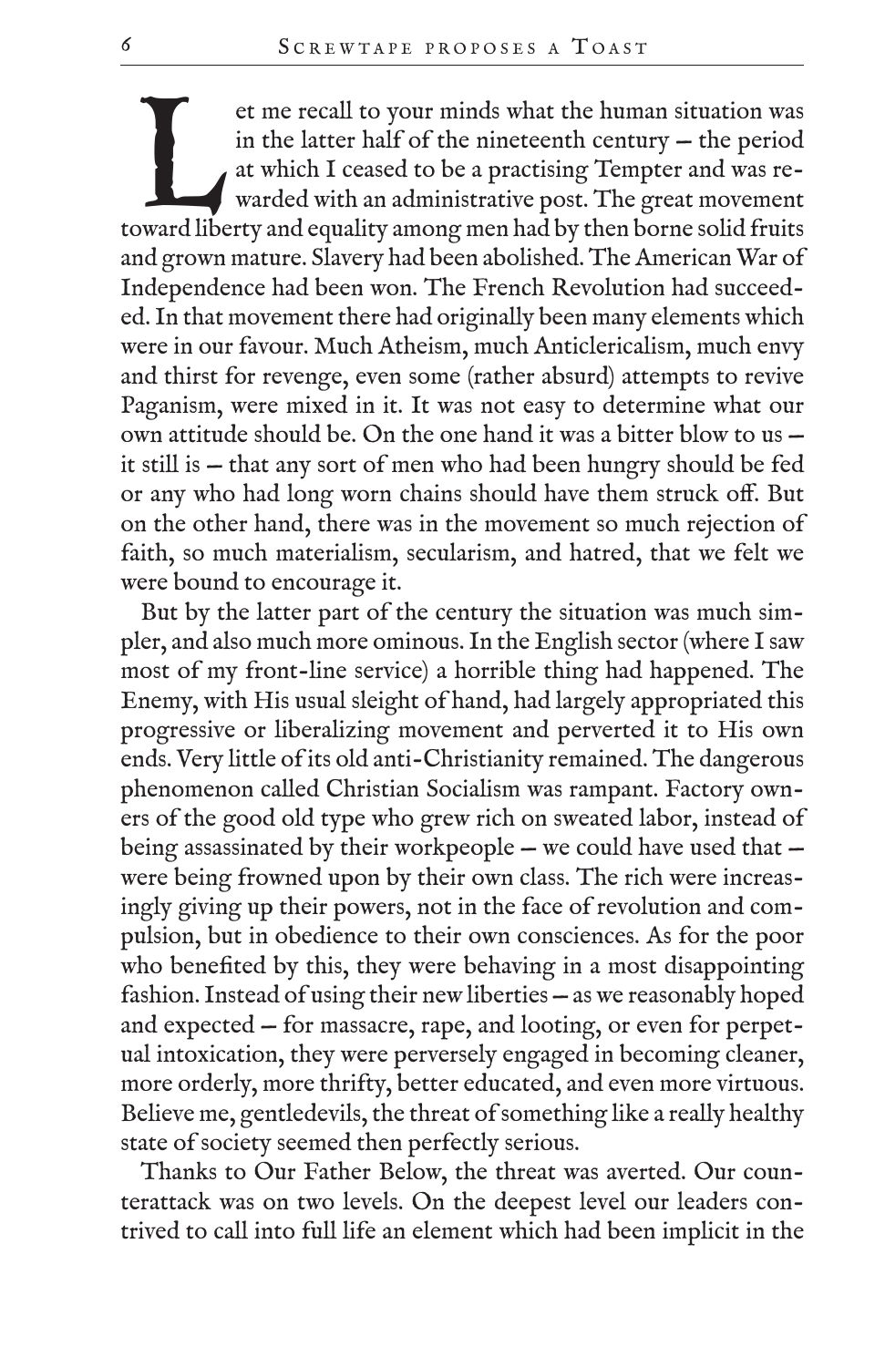Let me recall to your minds what the human situation was in the latter half of the nineteenth century — the period at which I ceased to be a practising Tempter and was rewarded with an administrative post. The great movement toward liberty and equality among men had by then borne solid fruits and grown mature. Slavery had been abolished. The American War of Independence had been won. The French Revolution had succeeded. In that movement there had originally been many elements which were in our favour. Much Atheism, much Anticlericalism, much envy and thirst for revenge, even some (rather absurd) attempts to revive Paganism, were mixed in it. It was not easy to determine what our own attitude should be. On the one hand it was a bitter blow to us — it still is — that any sort of men who had been hungry should be fed or any who had long worn chains should have them struck off. But on the other hand, there was in the movement so much rejection of faith, so much materialism, secularism, and hatred, that we felt we were bound to encourage it.

But by the latter part of the century the situation was much simpler, and also much more ominous. In the English sector (where I saw most of my front-line service) a horrible thing had happened. The Enemy, with His usual sleight of hand, had largely appropriated this progressive or liberalizing movement and perverted it to His own ends. Very little of its old anti-Christianity remained. The dangerous phenomenon called Christian Socialism was rampant. Factory owners of the good old type who grew rich on sweated labor, instead of being assassinated by their workpeople — we could have used that — were being frowned upon by their own class. The rich were increasingly giving up their powers, not in the face of revolution and compulsion, but in obedience to their own consciences. As for the poor who benefited by this, they were behaving in a most disappointing fashion. Instead of using their new liberties — as we reasonably hoped and expected — for massacre, rape, and looting, or even for perpetual intoxication, they were perversely engaged in becoming cleaner, more orderly, more thrifty, better educated, and even more virtuous. Believe me, gentledevils, the threat of something like a really healthy state of society seemed then perfectly serious.

Thanks to Our Father Below, the threat was averted. Our counterattack was on two levels. On the deepest level our leaders contrived to call into full life an element which had been implicit in the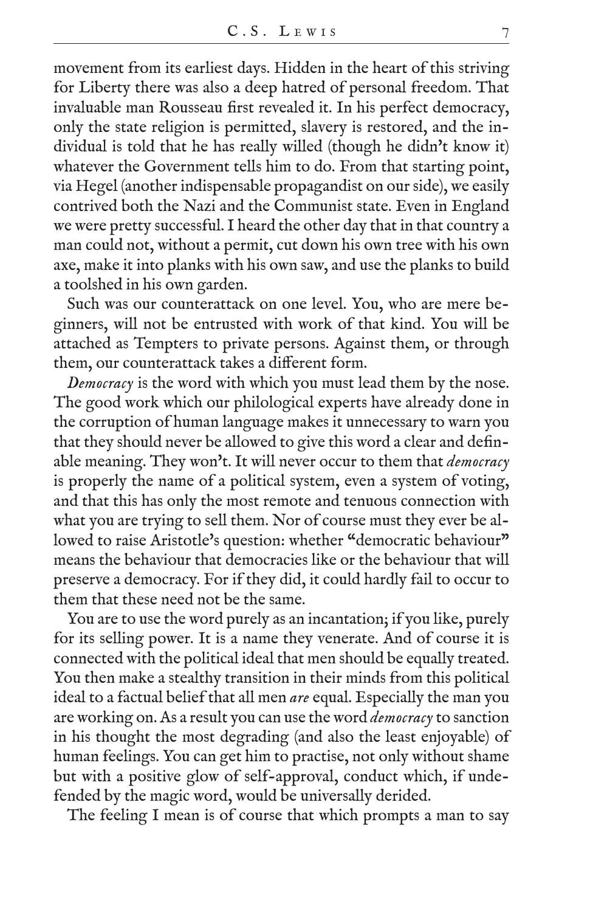movement from its earliest days. Hidden in the heart of this striving for Liberty there was also a deep hatred of personal freedom. That invaluable man Rousseau first revealed it. In his perfect democracy, only the state religion is permitted, slavery is restored, and the individual is told that he has really willed (though he didn't know it) whatever the Government tells him to do. From that starting point, via Hegel (another indispensable propagandist on our side), we easily contrived both the Nazi and the Communist state. Even in England we were pretty successful. I heard the other day that in that country a man could not, without a permit, cut down his own tree with his own axe, make it into planks with his own saw, and use the planks to build a toolshed in his own garden.

Such was our counterattack on one level. You, who are mere beginners, will not be entrusted with work of that kind. You will be attached as Tempters to private persons. Against them, or through them, our counterattack takes a different form.

*Democracy* is the word with which you must lead them by the nose. The good work which our philological experts have already done in the corruption of human language makes it unnecessary to warn you that they should never be allowed to give this word a clear and definable meaning. They won't. It will never occur to them that *democracy* is properly the name of a political system, even a system of voting, and that this has only the most remote and tenuous connection with what you are trying to sell them. Nor of course must they ever be allowed to raise Aristotle's question: whether "democratic behaviour" means the behaviour that democracies like or the behaviour that will preserve a democracy. For if they did, it could hardly fail to occur to them that these need not be the same.

You are to use the word purely as an incantation; if you like, purely for its selling power. It is a name they venerate. And of course it is connected with the political ideal that men should be equally treated. You then make a stealthy transition in their minds from this political ideal to a factual belief that all men *are* equal. Especially the man you are working on. As a result you can use the word *democracy* to sanction in his thought the most degrading (and also the least enjoyable) of human feelings. You can get him to practise, not only without shame but with a positive glow of self-approval, conduct which, if undefended by the magic word, would be universally derided.

The feeling I mean is of course that which prompts a man to say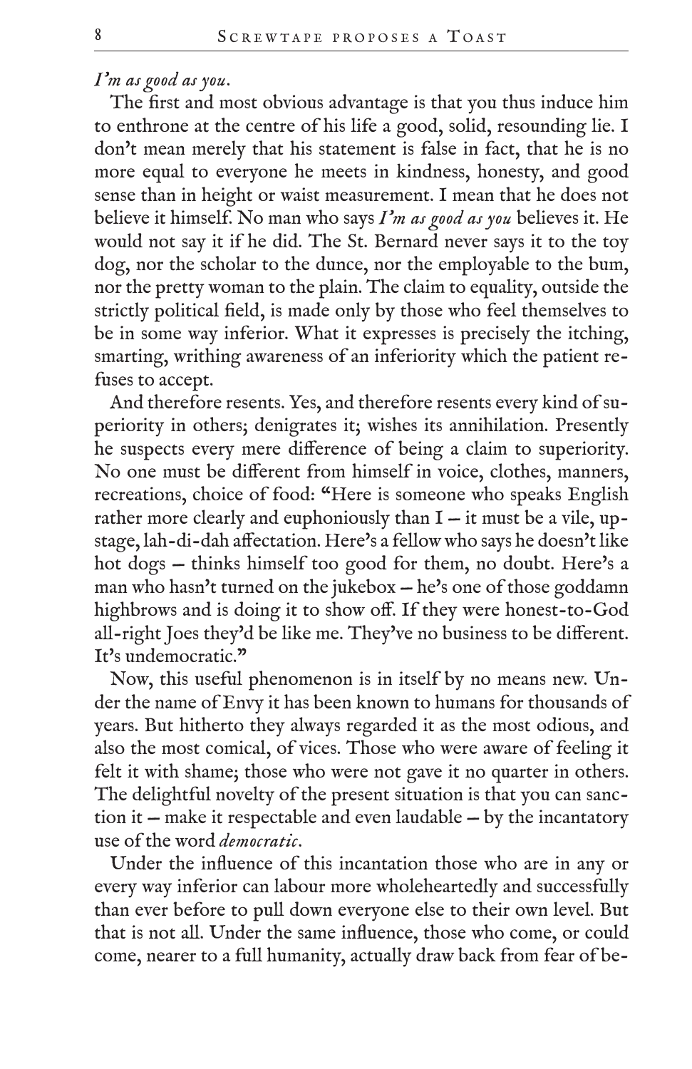*I'm as good as you*.

The first and most obvious advantage is that you thus induce him to enthrone at the centre of his life a good, solid, resounding lie. I don't mean merely that his statement is false in fact, that he is no more equal to everyone he meets in kindness, honesty, and good sense than in height or waist measurement. I mean that he does not believe it himself. No man who says *I'm as good as you* believes it. He would not say it if he did. The St. Bernard never says it to the toy dog, nor the scholar to the dunce, nor the employable to the bum, nor the pretty woman to the plain. The claim to equality, outside the strictly political field, is made only by those who feel themselves to be in some way inferior. What it expresses is precisely the itching, smarting, writhing awareness of an inferiority which the patient refuses to accept.

And therefore resents. Yes, and therefore resents every kind of superiority in others; denigrates it; wishes its annihilation. Presently he suspects every mere difference of being a claim to superiority. No one must be different from himself in voice, clothes, manners, recreations, choice of food: "Here is someone who speaks English rather more clearly and euphoniously than I – it must be a vile, upstage, lah-di-dah affectation. Here's a fellow who says he doesn't like hot dogs – thinks himself too good for them, no doubt. Here's a man who hasn't turned on the jukebox – he's one of those goddamn highbrows and is doing it to show off. If they were honest-to-God all-right Joes they'd be like me. They've no business to be different. It's undemocratic."

Now, this useful phenomenon is in itself by no means new. Under the name of Envy it has been known to humans for thousands of years. But hitherto they always regarded it as the most odious, and also the most comical, of vices. Those who were aware of feeling it felt it with shame; those who were not gave it no quarter in others. The delightful novelty of the present situation is that you can sanction it – make it respectable and even laudable – by the incantatory use of the word *democratic*.

Under the influence of this incantation those who are in any or every way inferior can labour more wholeheartedly and successfully than ever before to pull down everyone else to their own level. But that is not all. Under the same influence, those who come, or could come, nearer to a full humanity, actually draw back from fear of be-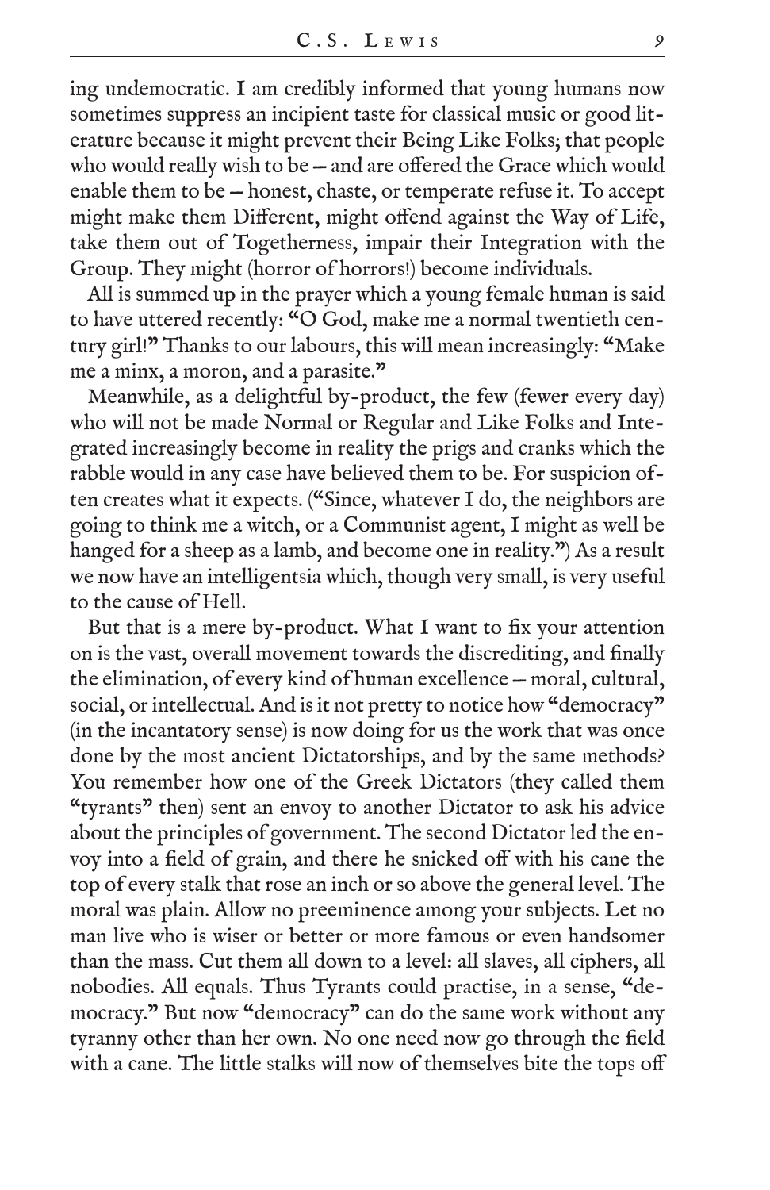ing undemocratic. I am credibly informed that young humans now sometimes suppress an incipient taste for classical music or good literature because it might prevent their Being Like Folks; that people who would really wish to be – and are offered the Grace which would enable them to be – honest, chaste, or temperate refuse it. To accept might make them Different, might offend against the Way of Life, take them out of Togetherness, impair their Integration with the Group. They might (horror of horrors!) become individuals.

All is summed up in the prayer which a young female human is said to have uttered recently: "O God, make me a normal twentieth century girl!" Thanks to our labours, this will mean increasingly: "Make me a minx, a moron, and a parasite."

Meanwhile, as a delightful by-product, the few (fewer every day) who will not be made Normal or Regular and Like Folks and Integrated increasingly become in reality the prigs and cranks which the rabble would in any case have believed them to be. For suspicion often creates what it expects. ("Since, whatever I do, the neighbors are going to think me a witch, or a Communist agent, I might as well be hanged for a sheep as a lamb, and become one in reality.") As a result we now have an intelligentsia which, though very small, is very useful to the cause of Hell.

But that is a mere by-product. What I want to fix your attention on is the vast, overall movement towards the discrediting, and finally the elimination, of every kind of human excellence – moral, cultural, social, or intellectual. And is it not pretty to notice how "democracy" (in the incantatory sense) is now doing for us the work that was once done by the most ancient Dictatorships, and by the same methods? You remember how one of the Greek Dictators (they called them "tyrants" then) sent an envoy to another Dictator to ask his advice about the principles of government. The second Dictator led the envoy into a field of grain, and there he snicked off with his cane the top of every stalk that rose an inch or so above the general level. The moral was plain. Allow no preeminence among your subjects. Let no man live who is wiser or better or more famous or even handsomer than the mass. Cut them all down to a level: all slaves, all ciphers, all nobodies. All equals. Thus Tyrants could practise, in a sense, "democracy." But now "democracy" can do the same work without any tyranny other than her own. No one need now go through the field with a cane. The little stalks will now of themselves bite the tops off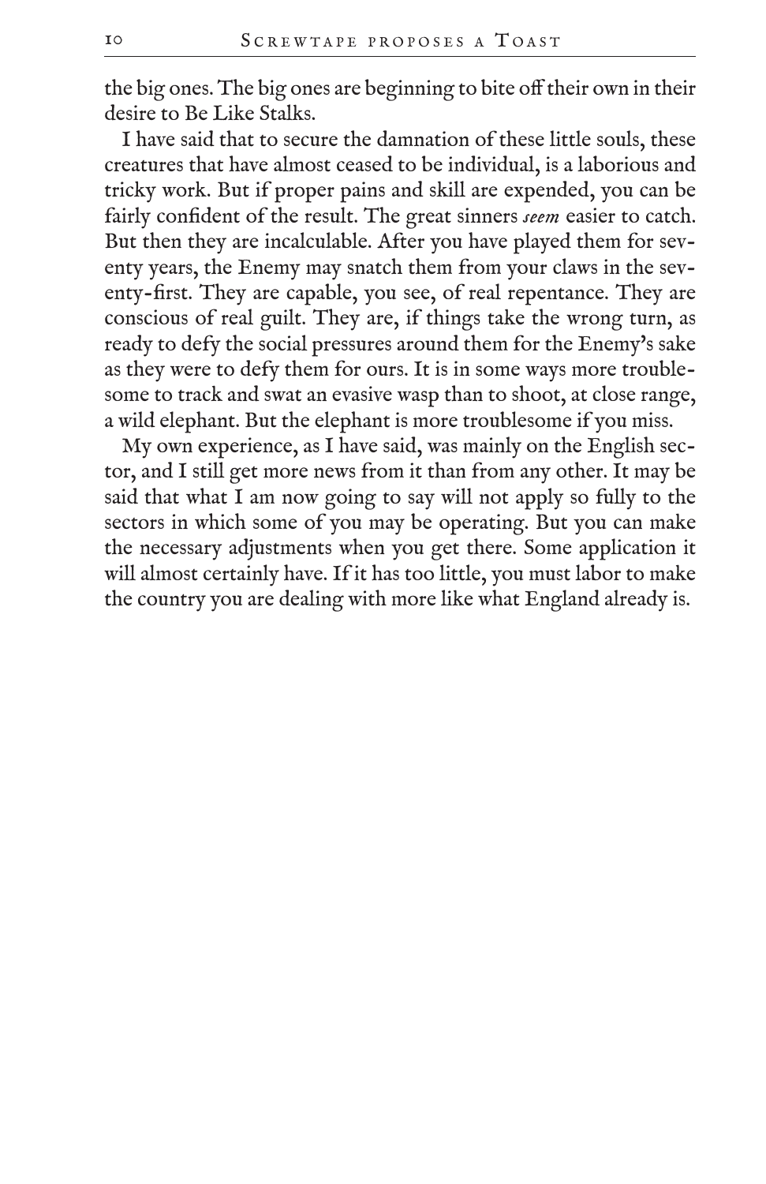the big ones. The big ones are beginning to bite off their own in their desire to Be Like Stalks.

I have said that to secure the damnation of these little souls, these creatures that have almost ceased to be individual, is a laborious and tricky work. But if proper pains and skill are expended, you can be fairly confident of the result. The great sinners *seem* easier to catch. But then they are incalculable. After you have played them for seventy years, the Enemy may snatch them from your claws in the seventy-first. They are capable, you see, of real repentance. They are conscious of real guilt. They are, if things take the wrong turn, as ready to defy the social pressures around them for the Enemy's sake as they were to defy them for ours. It is in some ways more troublesome to track and swat an evasive wasp than to shoot, at close range, a wild elephant. But the elephant is more troublesome if you miss.

My own experience, as I have said, was mainly on the English sector, and I still get more news from it than from any other. It may be said that what I am now going to say will not apply so fully to the sectors in which some of you may be operating. But you can make the necessary adjustments when you get there. Some application it will almost certainly have. If it has too little, you must labor to make the country you are dealing with more like what England already is.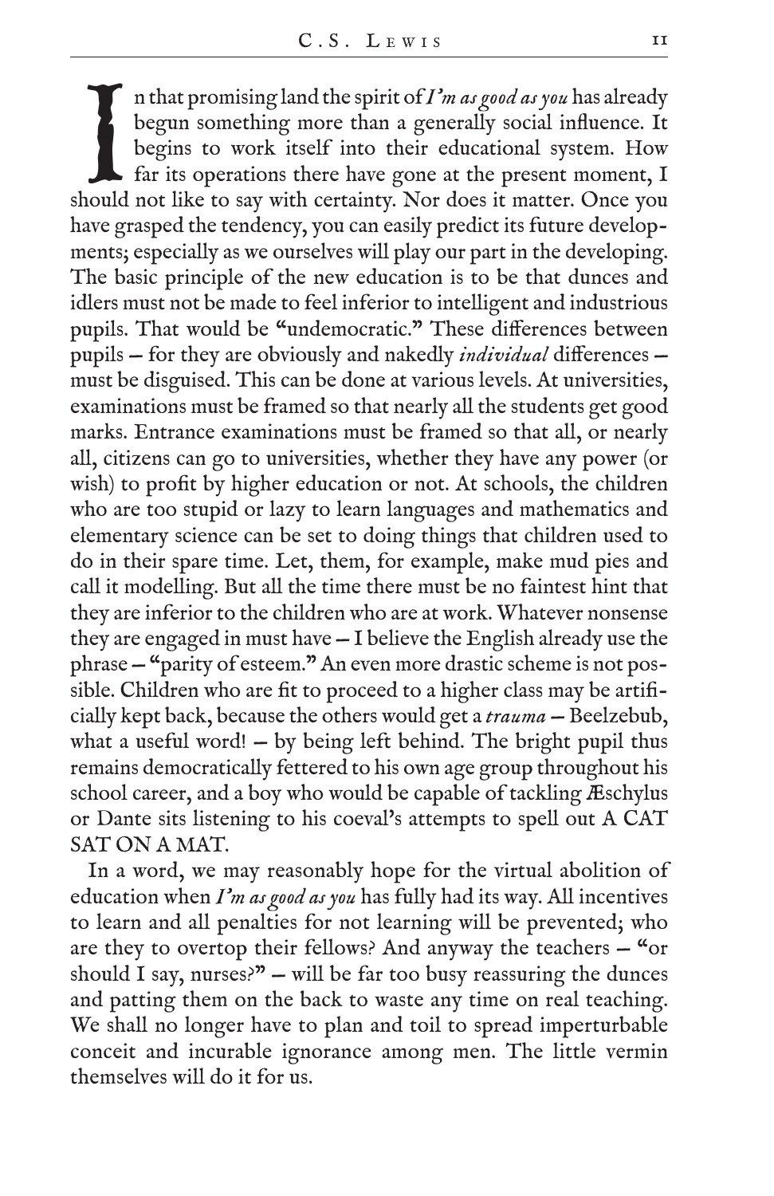In that promising land the spirit of *I'm as good as you* has already begun something more than a generally social influence. It begins to work itself into their educational system. How far its operations there have gone at the present moment, I should not like to say with certainty. Nor does it matter. Once you have grasped the tendency, you can easily predict its future developments; especially as we ourselves will play our part in the developing. The basic principle of the new education is to be that dunces and idlers must not be made to feel inferior to intelligent and industrious pupils. That would be "undemocratic." These differences between pupils – for they are obviously and nakedly *individual* differences – must be disguised. This can be done at various levels. At universities, examinations must be framed so that nearly all the students get good marks. Entrance examinations must be framed so that all, or nearly all, citizens can go to universities, whether they have any power (or wish) to profit by higher education or not. At schools, the children who are too stupid or lazy to learn languages and mathematics and elementary science can be set to doing things that children used to do in their spare time. Let, them, for example, make mud pies and call it modelling. But all the time there must be no faintest hint that they are inferior to the children who are at work. Whatever nonsense they are engaged in must have – I believe the English already use the phrase – "parity of esteem." An even more drastic scheme is not possible. Children who are fit to proceed to a higher class may be artificially kept back, because the others would get a *trauma* – Beelzebub, what a useful word! – by being left behind. The bright pupil thus remains democratically fettered to his own age group throughout his school career, and a boy who would be capable of tackling Æschylus or Dante sits listening to his coeval's attempts to spell out A CAT SAT ON A MAT.

In a word, we may reasonably hope for the virtual abolition of education when *I'm as good as you* has fully had its way. All incentives to learn and all penalties for not learning will be prevented; who are they to overtop their fellows? And anyway the teachers – "or should I say, nurses?" – will be far too busy reassuring the dunces and patting them on the back to waste any time on real teaching. We shall no longer have to plan and toil to spread imperturbable conceit and incurable ignorance among men. The little vermin themselves will do it for us.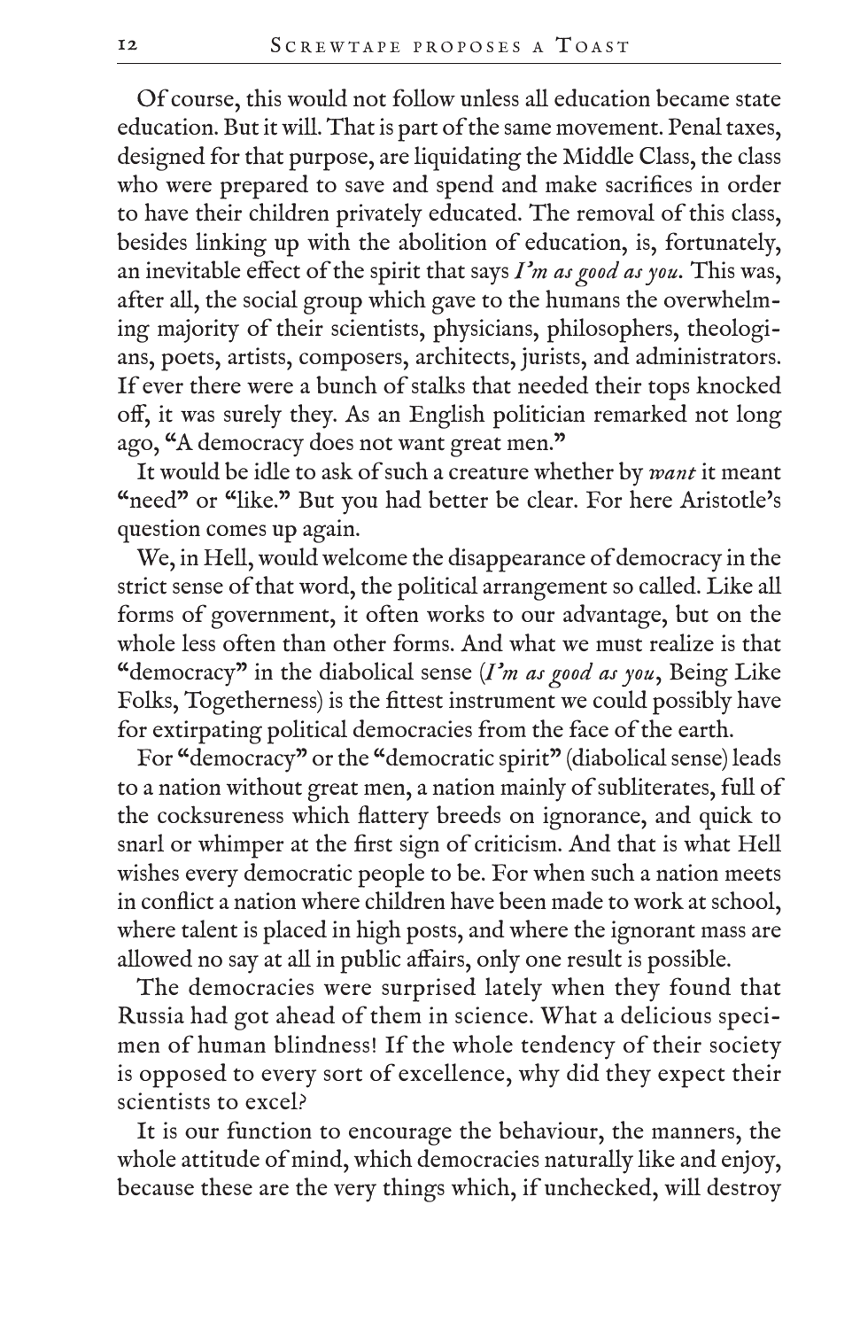Of course, this would not follow unless all education became state education. But it will. That is part of the same movement. Penal taxes, designed for that purpose, are liquidating the Middle Class, the class who were prepared to save and spend and make sacrifices in order to have their children privately educated. The removal of this class, besides linking up with the abolition of education, is, fortunately, an inevitable effect of the spirit that says *I'm as good as you*. This was, after all, the social group which gave to the humans the overwhelming majority of their scientists, physicians, philosophers, theologians, poets, artists, composers, architects, jurists, and administrators. If ever there were a bunch of stalks that needed their tops knocked off, it was surely they. As an English politician remarked not long ago, "A democracy does not want great men."

It would be idle to ask of such a creature whether by *want* it meant "need" or "like." But you had better be clear. For here Aristotle's question comes up again.

We, in Hell, would welcome the disappearance of democracy in the strict sense of that word, the political arrangement so called. Like all forms of government, it often works to our advantage, but on the whole less often than other forms. And what we must realize is that "democracy" in the diabolical sense (*I'm as good as you*, Being Like Folks, Togetherness) is the fittest instrument we could possibly have for extirpating political democracies from the face of the earth.

For "democracy" or the "democratic spirit" (diabolical sense) leads to a nation without great men, a nation mainly of subliterates, full of the cocksureness which flattery breeds on ignorance, and quick to snarl or whimper at the first sign of criticism. And that is what Hell wishes every democratic people to be. For when such a nation meets in conflict a nation where children have been made to work at school, where talent is placed in high posts, and where the ignorant mass are allowed no say at all in public affairs, only one result is possible.

The democracies were surprised lately when they found that Russia had got ahead of them in science. What a delicious specimen of human blindness! If the whole tendency of their society is opposed to every sort of excellence, why did they expect their scientists to excel?

It is our function to encourage the behaviour, the manners, the whole attitude of mind, which democracies naturally like and enjoy, because these are the very things which, if unchecked, will destroy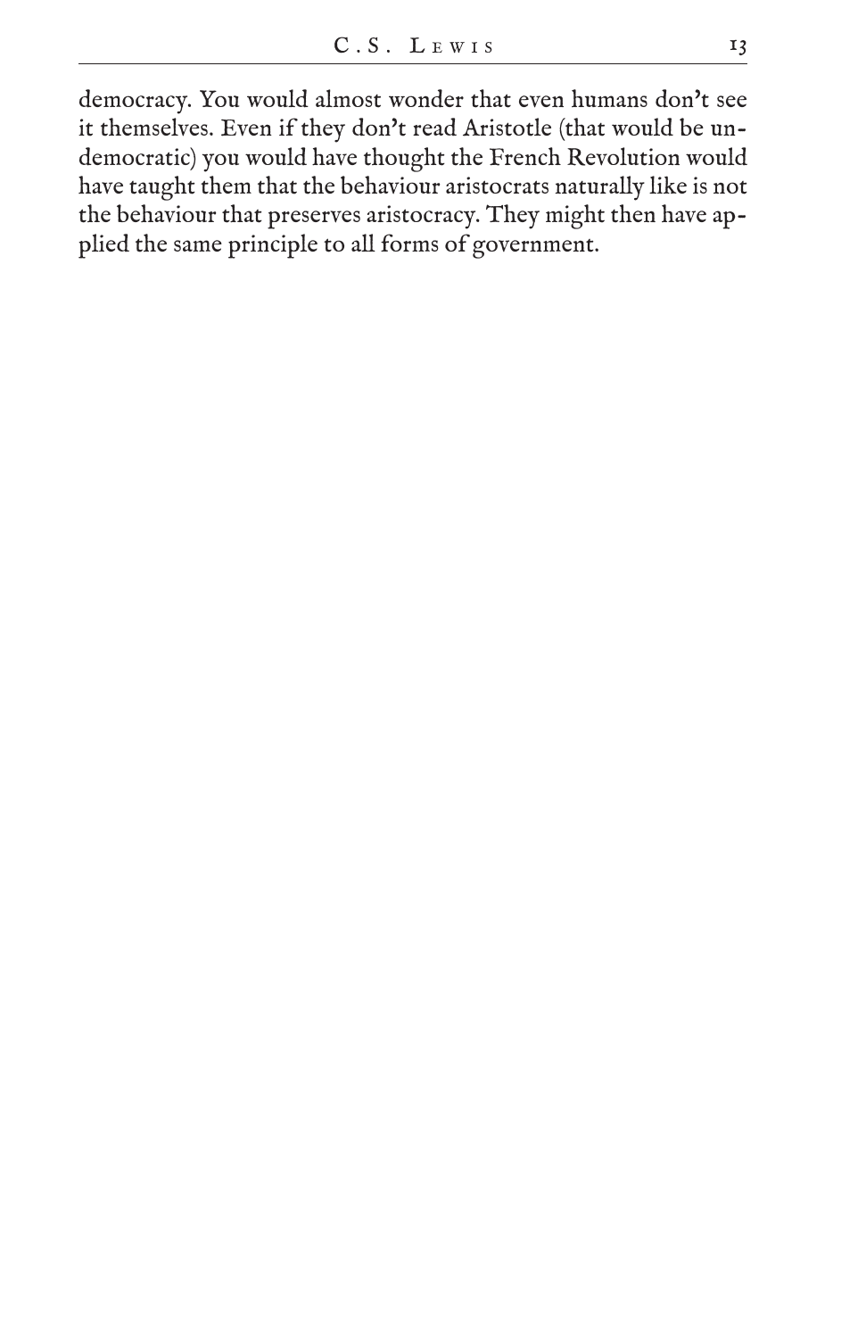democracy. You would almost wonder that even humans don't see it themselves. Even if they don't read Aristotle (that would be undemocratic) you would have thought the French Revolution would have taught them that the behaviour aristocrats naturally like is not the behaviour that preserves aristocracy. They might then have applied the same principle to all forms of government.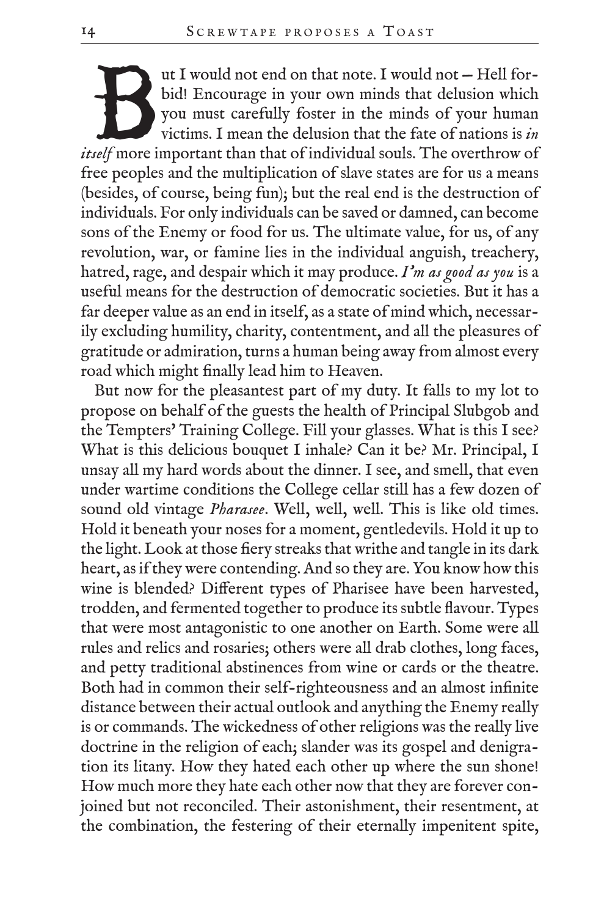But I would not end on that note. I would not – Hell forbid! Encourage in your own minds that delusion which you must carefully foster in the minds of your human victims. I mean the delusion that the fate of nations is *in itself* more important than that of individual souls. The overthrow of free peoples and the multiplication of slave states are for us a means (besides, of course, being fun); but the real end is the destruction of individuals. For only individuals can be saved or damned, can become sons of the Enemy or food for us. The ultimate value, for us, of any revolution, war, or famine lies in the individual anguish, treachery, hatred, rage, and despair which it may produce. *I'm as good as you* is a useful means for the destruction of democratic societies. But it has a far deeper value as an end in itself, as a state of mind which, necessarily excluding humility, charity, contentment, and all the pleasures of gratitude or admiration, turns a human being away from almost every road which might finally lead him to Heaven.

But now for the pleasantest part of my duty. It falls to my lot to propose on behalf of the guests the health of Principal Slubgob and the Tempters' Training College. Fill your glasses. What is this I see? What is this delicious bouquet I inhale? Can it be? Mr. Principal, I unsay all my hard words about the dinner. I see, and smell, that even under wartime conditions the College cellar still has a few dozen of sound old vintage *Pharasee*. Well, well, well. This is like old times. Hold it beneath your noses for a moment, gentledevils. Hold it up to the light. Look at those fiery streaks that writhe and tangle in its dark heart, as if they were contending. And so they are. You know how this wine is blended? Different types of Pharisee have been harvested, trodden, and fermented together to produce its subtle flavour. Types that were most antagonistic to one another on Earth. Some were all rules and relics and rosaries; others were all drab clothes, long faces, and petty traditional abstinences from wine or cards or the theatre. Both had in common their self-righteousness and an almost infinite distance between their actual outlook and anything the Enemy really is or commands. The wickedness of other religions was the really live doctrine in the religion of each; slander was its gospel and denigration its litany. How they hated each other up where the sun shone! How much more they hate each other now that they are forever conjoined but not reconciled. Their astonishment, their resentment, at the combination, the festering of their eternally impenitent spite,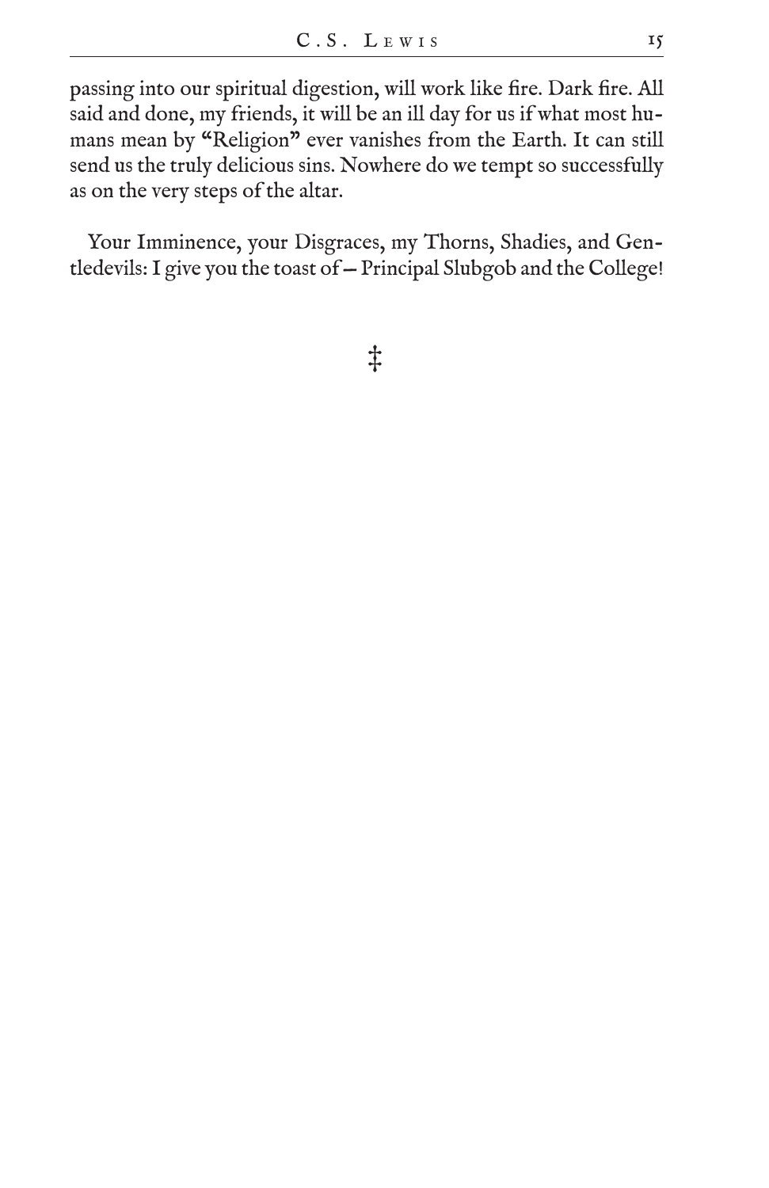passing into our spiritual digestion, will work like fire. Dark fire. All said and done, my friends, it will be an ill day for us if what most humans mean by "Religion" ever vanishes from the Earth. It can still send us the truly delicious sins. Nowhere do we tempt so successfully as on the very steps of the altar.

Your Imminence, your Disgraces, my Thorns, Shadies, and Gentledevils: I give you the toast of—Principal Slubgob and the College!

‡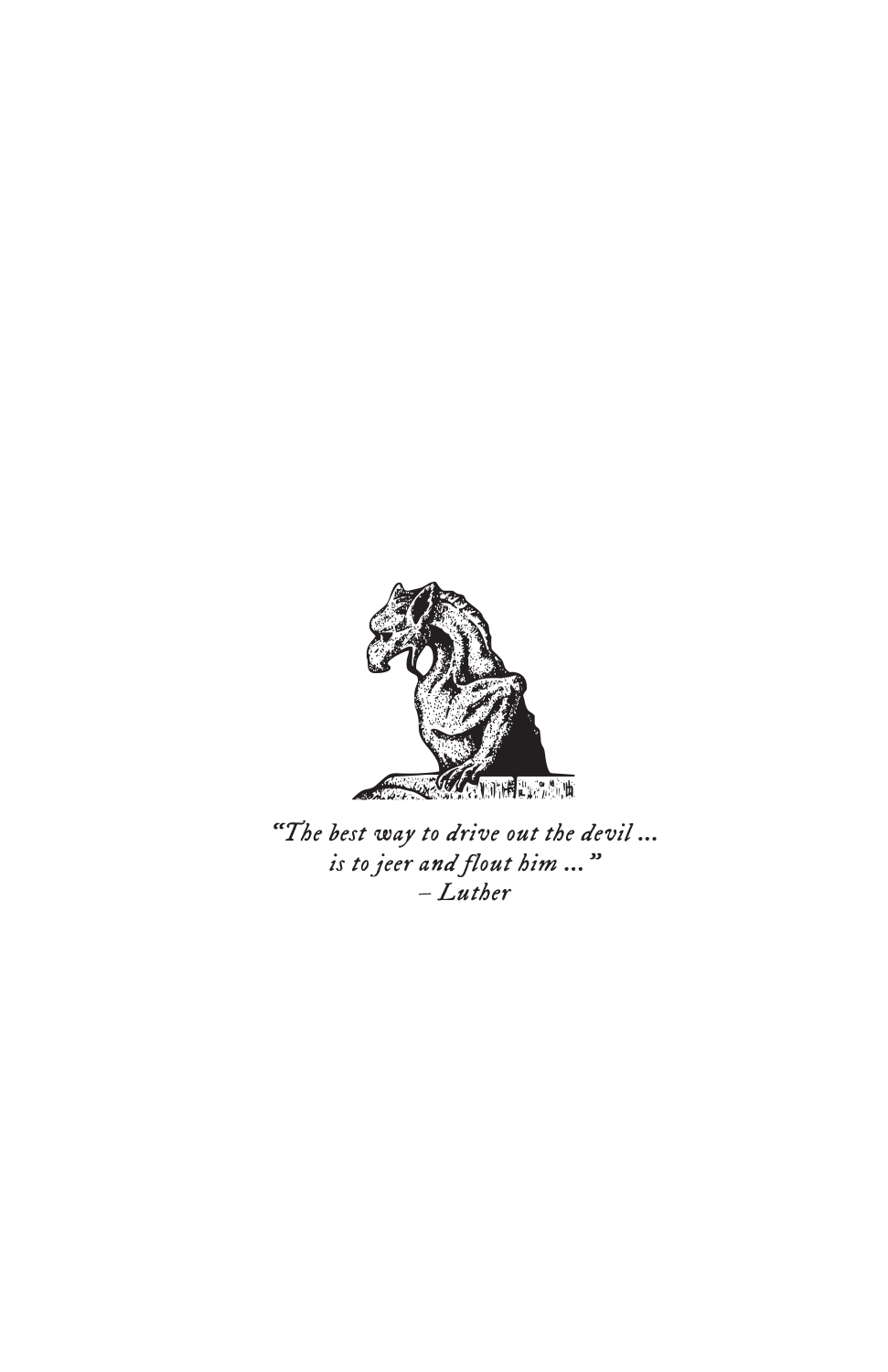*"The best way to drive out the devil ...*
*is to jeer and flout him ..."*
*– Luther*